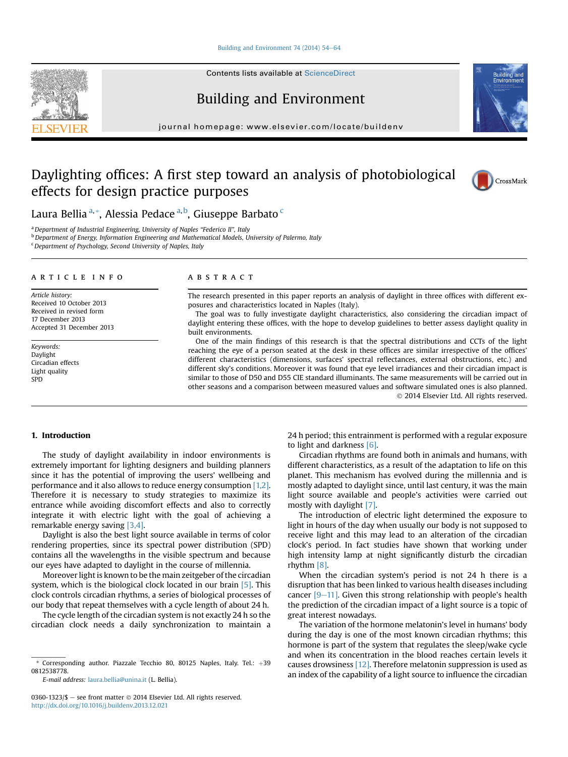# Daylighting offices: A first step toward an analysis of photobiological effects for design practice purposes

Laura Bellia [a,*], Alessia Pedace [a,b], Giuseppe Barbato [c]

[a] Department of Industrial Engineering, University of Naples "Federico II", Italy
[b] Department of Energy, Information Engineering and Mathematical Models, University of Palermo, Italy
[c] Department of Psychology, Second University of Naples, Italy

## ARTICLE INFO

*Article history:*
Received 10 October 2013
Received in revised form
17 December 2013
Accepted 31 December 2013

*Keywords:*
Daylight
Circadian effects
Light quality
SPD

## ABSTRACT

The research presented in this paper reports an analysis of daylight in three offices with different exposures and characteristics located in Naples (Italy).

The goal was to fully investigate daylight characteristics, also considering the circadian impact of daylight entering these offices, with the hope to develop guidelines to better assess daylight quality in built environments.

One of the main findings of this research is that the spectral distributions and CCTs of the light reaching the eye of a person seated at the desk in these offices are similar irrespective of the offices' different characteristics (dimensions, surfaces' spectral reflectances, external obstructions, etc.) and different sky's conditions. Moreover it was found that eye level irradiances and their circadian impact is similar to those of D50 and D55 CIE standard illuminants. The same measurements will be carried out in other seasons and a comparison between measured values and software simulated ones is also planned.

© 2014 Elsevier Ltd. All rights reserved.

## 1. Introduction

The study of daylight availability in indoor environments is extremely important for lighting designers and building planners since it has the potential of improving the users' wellbeing and performance and it also allows to reduce energy consumption [1,2]. Therefore it is necessary to study strategies to maximize its entrance while avoiding discomfort effects and also to correctly integrate it with electric light with the goal of achieving a remarkable energy saving [3,4].

Daylight is also the best light source available in terms of color rendering properties, since its spectral power distribution (SPD) contains all the wavelengths in the visible spectrum and because our eyes have adapted to daylight in the course of millennia.

Moreover light is known to be the main zeitgeber of the circadian system, which is the biological clock located in our brain [5]. This clock controls circadian rhythms, a series of biological processes of our body that repeat themselves with a cycle length of about 24 h.

The cycle length of the circadian system is not exactly 24 h so the circadian clock needs a daily synchronization to maintain a 24 h period; this entrainment is performed with a regular exposure to light and darkness [6].

Circadian rhythms are found both in animals and humans, with different characteristics, as a result of the adaptation to life on this planet. This mechanism has evolved during the millennia and is mostly adapted to daylight since, until last century, it was the main light source available and people's activities were carried out mostly with daylight [7].

The introduction of electric light determined the exposure to light in hours of the day when usually our body is not supposed to receive light and this may lead to an alteration of the circadian clock's period. In fact studies have shown that working under high intensity lamp at night significantly disturb the circadian rhythm [8].

When the circadian system's period is not 24 h there is a disruption that has been linked to various health diseases including cancer [9–11]. Given this strong relationship with people's health the prediction of the circadian impact of a light source is a topic of great interest nowadays.

The variation of the hormone melatonin's level in humans' body during the day is one of the most known circadian rhythms; this hormone is part of the system that regulates the sleep/wake cycle and when its concentration in the blood reaches certain levels it causes drowsiness [12]. Therefore melatonin suppression is used as an index of the capability of a light source to influence the circadian

---

* Corresponding author. Piazzale Tecchio 80, 80125 Naples, Italy. Tel.: +39 0812538778.
E-mail address: laura.bellia@unina.it (L. Bellia).

0360-1323/$ – see front matter © 2014 Elsevier Ltd. All rights reserved.
http://dx.doi.org/10.1016/j.buildenv.2013.12.021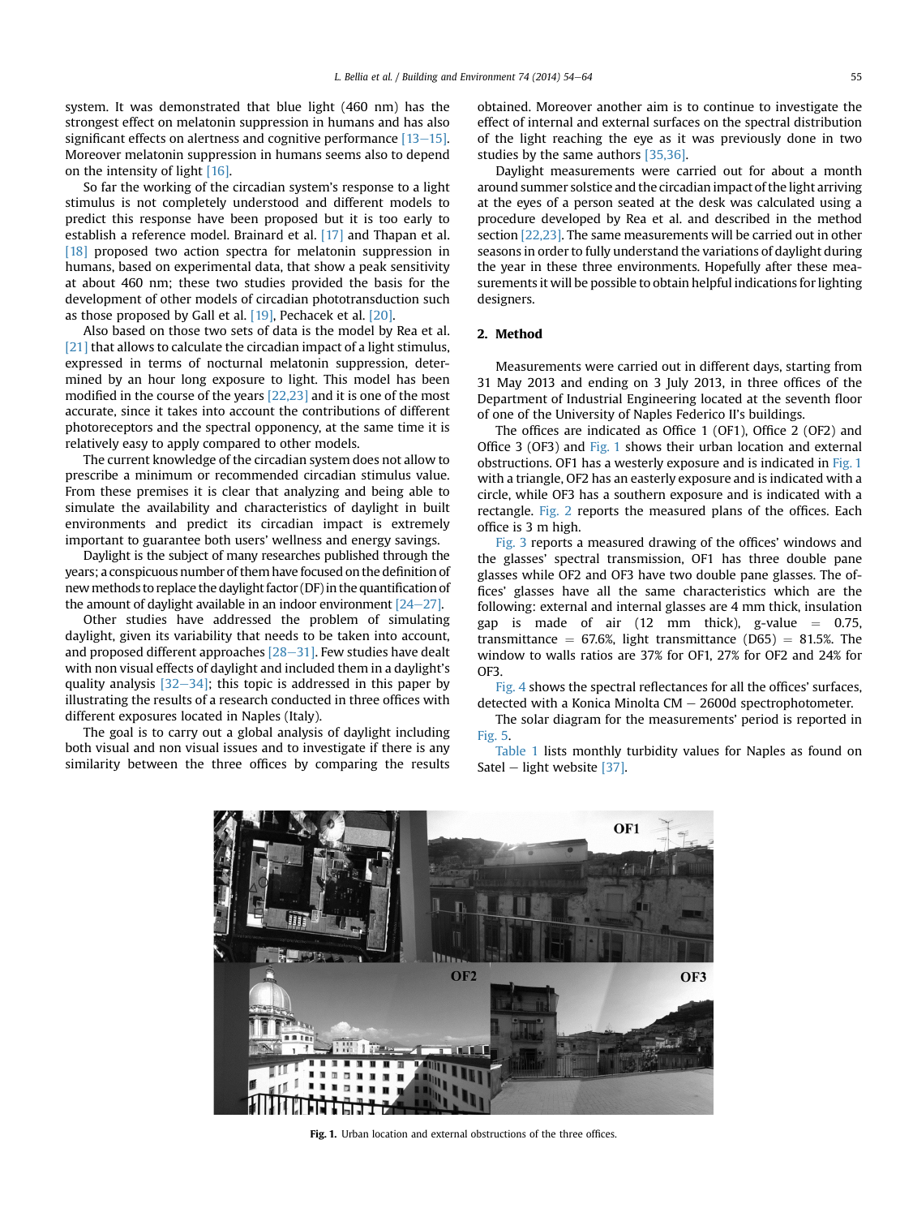system. It was demonstrated that blue light (460 nm) has the strongest effect on melatonin suppression in humans and has also significant effects on alertness and cognitive performance [13–15]. Moreover melatonin suppression in humans seems also to depend on the intensity of light [16].

So far the working of the circadian system's response to a light stimulus is not completely understood and different models to predict this response have been proposed but it is too early to establish a reference model. Brainard et al. [17] and Thapan et al. [18] proposed two action spectra for melatonin suppression in humans, based on experimental data, that show a peak sensitivity at about 460 nm; these two studies provided the basis for the development of other models of circadian phototransduction such as those proposed by Gall et al. [19], Pechacek et al. [20].

Also based on those two sets of data is the model by Rea et al. [21] that allows to calculate the circadian impact of a light stimulus, expressed in terms of nocturnal melatonin suppression, determined by an hour long exposure to light. This model has been modified in the course of the years [22,23] and it is one of the most accurate, since it takes into account the contributions of different photoreceptors and the spectral opponency, at the same time it is relatively easy to apply compared to other models.

The current knowledge of the circadian system does not allow to prescribe a minimum or recommended circadian stimulus value. From these premises it is clear that analyzing and being able to simulate the availability and characteristics of daylight in built environments and predict its circadian impact is extremely important to guarantee both users' wellness and energy savings.

Daylight is the subject of many researches published through the years; a conspicuous number of them have focused on the definition of new methods to replace the daylight factor (DF) in the quantification of the amount of daylight available in an indoor environment [24–27].

Other studies have addressed the problem of simulating daylight, given its variability that needs to be taken into account, and proposed different approaches [28–31]. Few studies have dealt with non visual effects of daylight and included them in a daylight's quality analysis [32–34]; this topic is addressed in this paper by illustrating the results of a research conducted in three offices with different exposures located in Naples (Italy).

The goal is to carry out a global analysis of daylight including both visual and non visual issues and to investigate if there is any similarity between the three offices by comparing the results obtained. Moreover another aim is to continue to investigate the effect of internal and external surfaces on the spectral distribution of the light reaching the eye as it was previously done in two studies by the same authors [35,36].

Daylight measurements were carried out for about a month around summer solstice and the circadian impact of the light arriving at the eyes of a person seated at the desk was calculated using a procedure developed by Rea et al. and described in the method section [22,23]. The same measurements will be carried out in other seasons in order to fully understand the variations of daylight during the year in these three environments. Hopefully after these measurements it will be possible to obtain helpful indications for lighting designers.

## 2. Method

Measurements were carried out in different days, starting from 31 May 2013 and ending on 3 July 2013, in three offices of the Department of Industrial Engineering located at the seventh floor of one of the University of Naples Federico II's buildings.

The offices are indicated as Office 1 (OF1), Office 2 (OF2) and Office 3 (OF3) and Fig. 1 shows their urban location and external obstructions. OF1 has a westerly exposure and is indicated in Fig. 1 with a triangle, OF2 has an easterly exposure and is indicated with a circle, while OF3 has a southern exposure and is indicated with a rectangle. Fig. 2 reports the measured plans of the offices. Each office is 3 m high.

Fig. 3 reports a measured drawing of the offices' windows and the glasses' spectral transmission, OF1 has three double pane glasses while OF2 and OF3 have two double pane glasses. The offices' glasses have all the same characteristics which are the following: external and internal glasses are 4 mm thick, insulation gap is made of air (12 mm thick), g-value = 0.75, transmittance = 67.6%, light transmittance (D65) = 81.5%. The window to walls ratios are 37% for OF1, 27% for OF2 and 24% for OF3.

Fig. 4 shows the spectral reflectances for all the offices' surfaces, detected with a Konica Minolta CM − 2600d spectrophotometer.

The solar diagram for the measurements' period is reported in Fig. 5.

Table 1 lists monthly turbidity values for Naples as found on Satel − light website [37].

**Fig. 1.** Urban location and external obstructions of the three offices.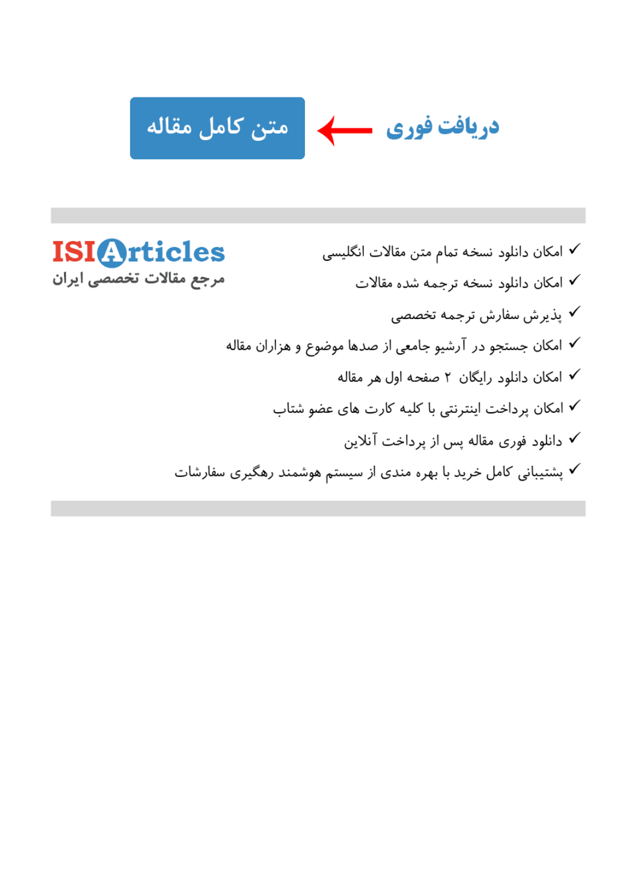دریافت فوری ← متن کامل مقاله

**ISIArticles**
مرجع مقالات تخصصی ایران

- ✓ امکان دانلود نسخه تمام متن مقالات انگلیسی
- ✓ امکان دانلود نسخه ترجمه شده مقالات
- ✓ پذیرش سفارش ترجمه تخصصی
- ✓ امکان جستجو در آرشیو جامعی از صدها موضوع و هزاران مقاله
- ✓ امکان دانلود رایگان ۲ صفحه اول هر مقاله
- ✓ امکان پرداخت اینترنتی با کلیه کارت های عضو شتاب
- ✓ دانلود فوری مقاله پس از پرداخت آنلاین
- ✓ پشتیبانی کامل خرید با بهره مندی از سیستم هوشمند رهگیری سفارشات